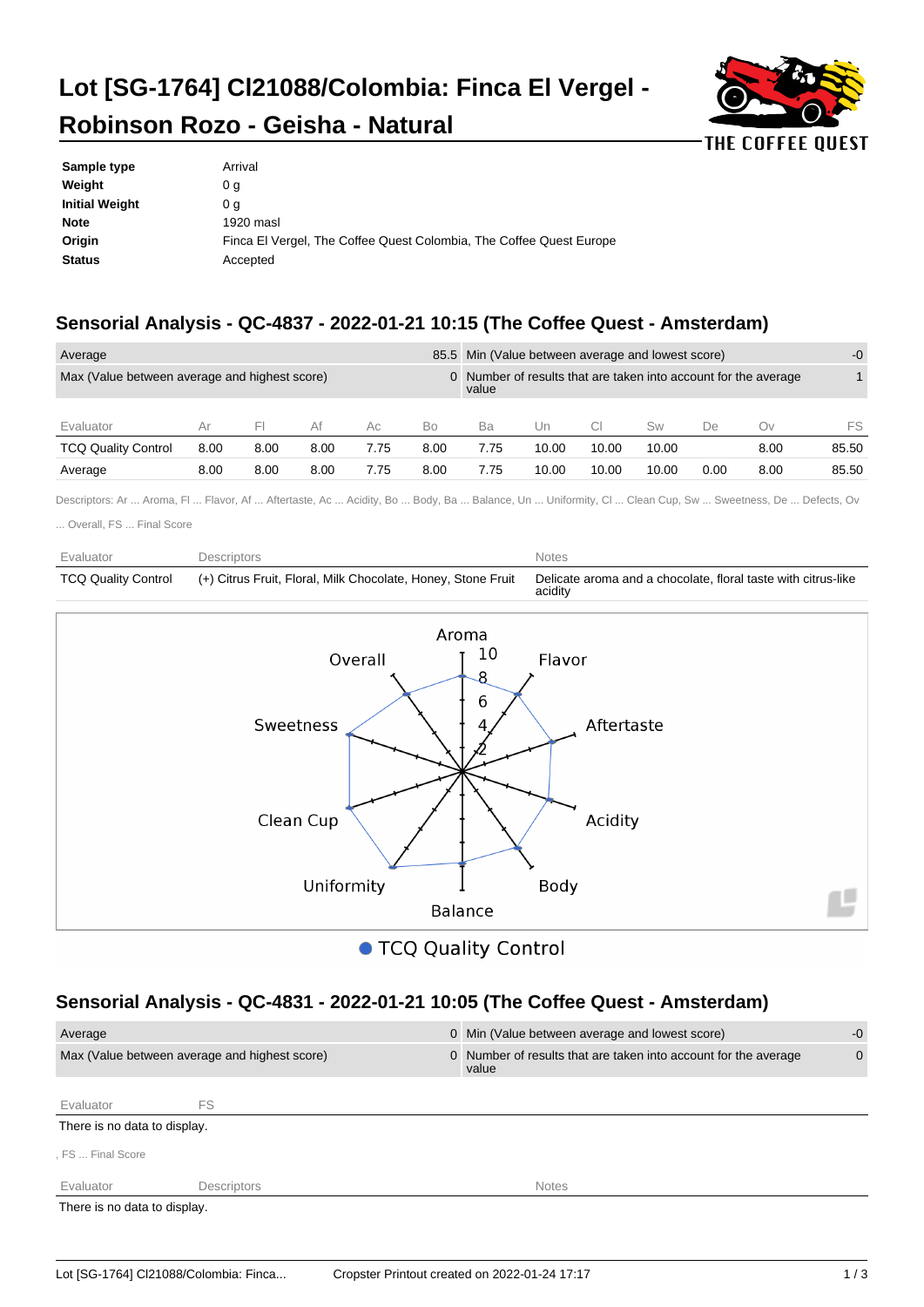# Lot [SG-1764] CI21088/Colombia: Finca El Vergel - Robinson Rozo - Geisha - Natural

THE COFFEE QUEST

| | |
|---|---|
| **Sample type** | Arrival |
| **Weight** | 0 g |
| **Initial Weight** | 0 g |
| **Note** | 1920 masl |
| **Origin** | Finca El Vergel, The Coffee Quest Colombia, The Coffee Quest Europe |
| **Status** | Accepted |

## Sensorial Analysis - QC-4837 - 2022-01-21 10:15 (The Coffee Quest - Amsterdam)

| | | | |
|---|---|---|---|
| Average | 85.5 | Min (Value between average and lowest score) | -0 |
| Max (Value between average and highest score) | 0 | Number of results that are taken into account for the average value | 1 |

| Evaluator | Ar | Fl | Af | Ac | Bo | Ba | Un | Cl | Sw | De | Ov | FS |
|---|---|---|---|---|---|---|---|---|---|---|---|---|
| TCQ Quality Control | 8.00 | 8.00 | 8.00 | 7.75 | 8.00 | 7.75 | 10.00 | 10.00 | 10.00 | | 8.00 | 85.50 |
| Average | 8.00 | 8.00 | 8.00 | 7.75 | 8.00 | 7.75 | 10.00 | 10.00 | 10.00 | 0.00 | 8.00 | 85.50 |

Descriptors: Ar ... Aroma, Fl ... Flavor, Af ... Aftertaste, Ac ... Acidity, Bo ... Body, Ba ... Balance, Un ... Uniformity, Cl ... Clean Cup, Sw ... Sweetness, De ... Defects, Ov ... Overall, FS ... Final Score

| Evaluator | Descriptors | Notes |
|---|---|---|
| TCQ Quality Control | (+) Citrus Fruit, Floral, Milk Chocolate, Honey, Stone Fruit | Delicate aroma and a chocolate, floral taste with citrus-like acidity |

● TCQ Quality Control

## Sensorial Analysis - QC-4831 - 2022-01-21 10:05 (The Coffee Quest - Amsterdam)

| | | | |
|---|---|---|---|
| Average | 0 | Min (Value between average and lowest score) | -0 |
| Max (Value between average and highest score) | 0 | Number of results that are taken into account for the average value | 0 |

| Evaluator | FS |
|---|---|
| There is no data to display. | |

, FS ... Final Score

| Evaluator | Descriptors | Notes |
|---|---|---|
| There is no data to display. | | |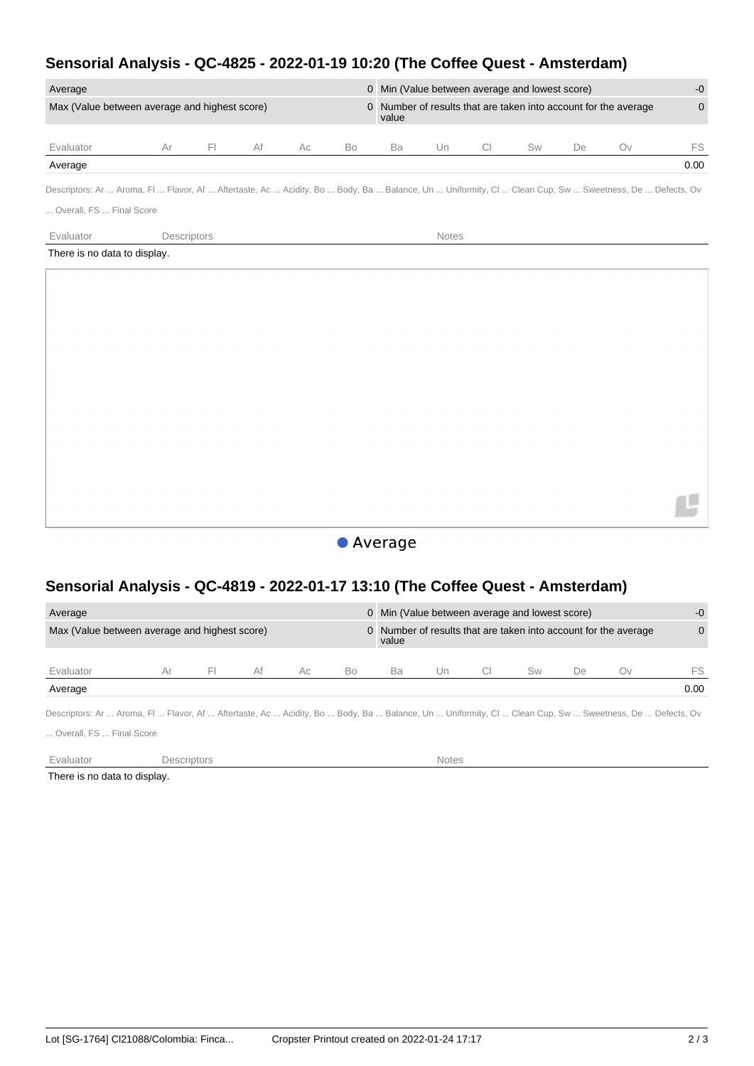## Sensorial Analysis - QC-4825 - 2022-01-19 10:20 (The Coffee Quest - Amsterdam)

| | | | |
|---|---|---|---|
| Average | 0 | Min (Value between average and lowest score) | -0 |
| Max (Value between average and highest score) | 0 | Number of results that are taken into account for the average value | 0 |

| Evaluator | Ar | Fl | Af | Ac | Bo | Ba | Un | Cl | Sw | De | Ov | FS |
|---|---|---|---|---|---|---|---|---|---|---|---|---|
| Average | | | | | | | | | | | | 0.00 |

Descriptors: Ar ... Aroma, Fl ... Flavor, Af ... Aftertaste, Ac ... Acidity, Bo ... Body, Ba ... Balance, Un ... Uniformity, Cl ... Clean Cup, Sw ... Sweetness, De ... Defects, Ov ... Overall, FS ... Final Score

| Evaluator | Descriptors | Notes |
|---|---|---|
| There is no data to display. | | |

Average

## Sensorial Analysis - QC-4819 - 2022-01-17 13:10 (The Coffee Quest - Amsterdam)

| | | | |
|---|---|---|---|
| Average | 0 | Min (Value between average and lowest score) | -0 |
| Max (Value between average and highest score) | 0 | Number of results that are taken into account for the average value | 0 |

| Evaluator | Ar | Fl | Af | Ac | Bo | Ba | Un | Cl | Sw | De | Ov | FS |
|---|---|---|---|---|---|---|---|---|---|---|---|---|
| Average | | | | | | | | | | | | 0.00 |

Descriptors: Ar ... Aroma, Fl ... Flavor, Af ... Aftertaste, Ac ... Acidity, Bo ... Body, Ba ... Balance, Un ... Uniformity, Cl ... Clean Cup, Sw ... Sweetness, De ... Defects, Ov ... Overall, FS ... Final Score

| Evaluator | Descriptors | Notes |
|---|---|---|
| There is no data to display. | | |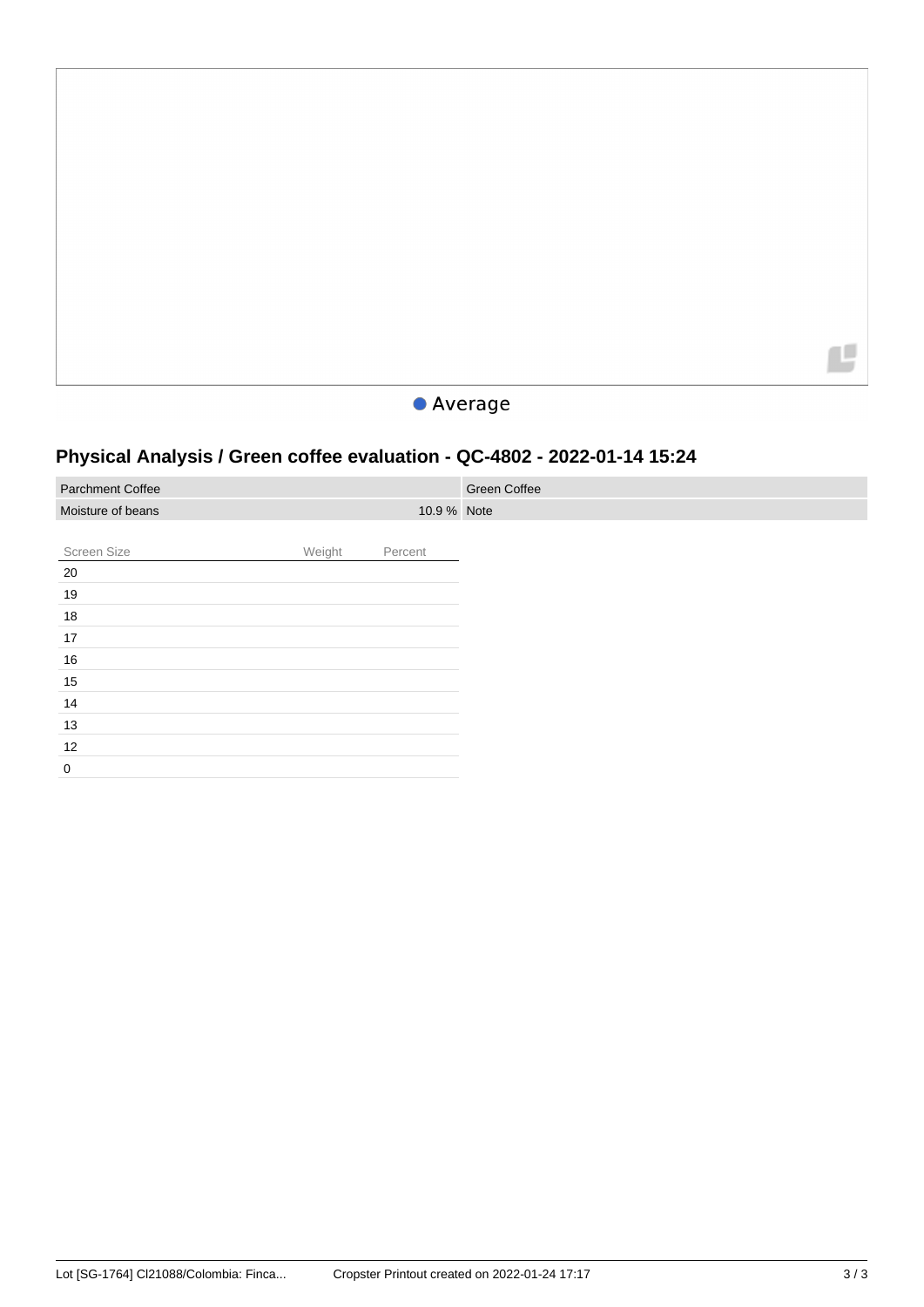Average

## Physical Analysis / Green coffee evaluation - QC-4802 - 2022-01-14 15:24

| Parchment Coffee | | Green Coffee |
|---|---|---|
| Moisture of beans | 10.9 % | Note |

| Screen Size | Weight | Percent |
|---|---|---|
| 20 | | |
| 19 | | |
| 18 | | |
| 17 | | |
| 16 | | |
| 15 | | |
| 14 | | |
| 13 | | |
| 12 | | |
| 0 | | |